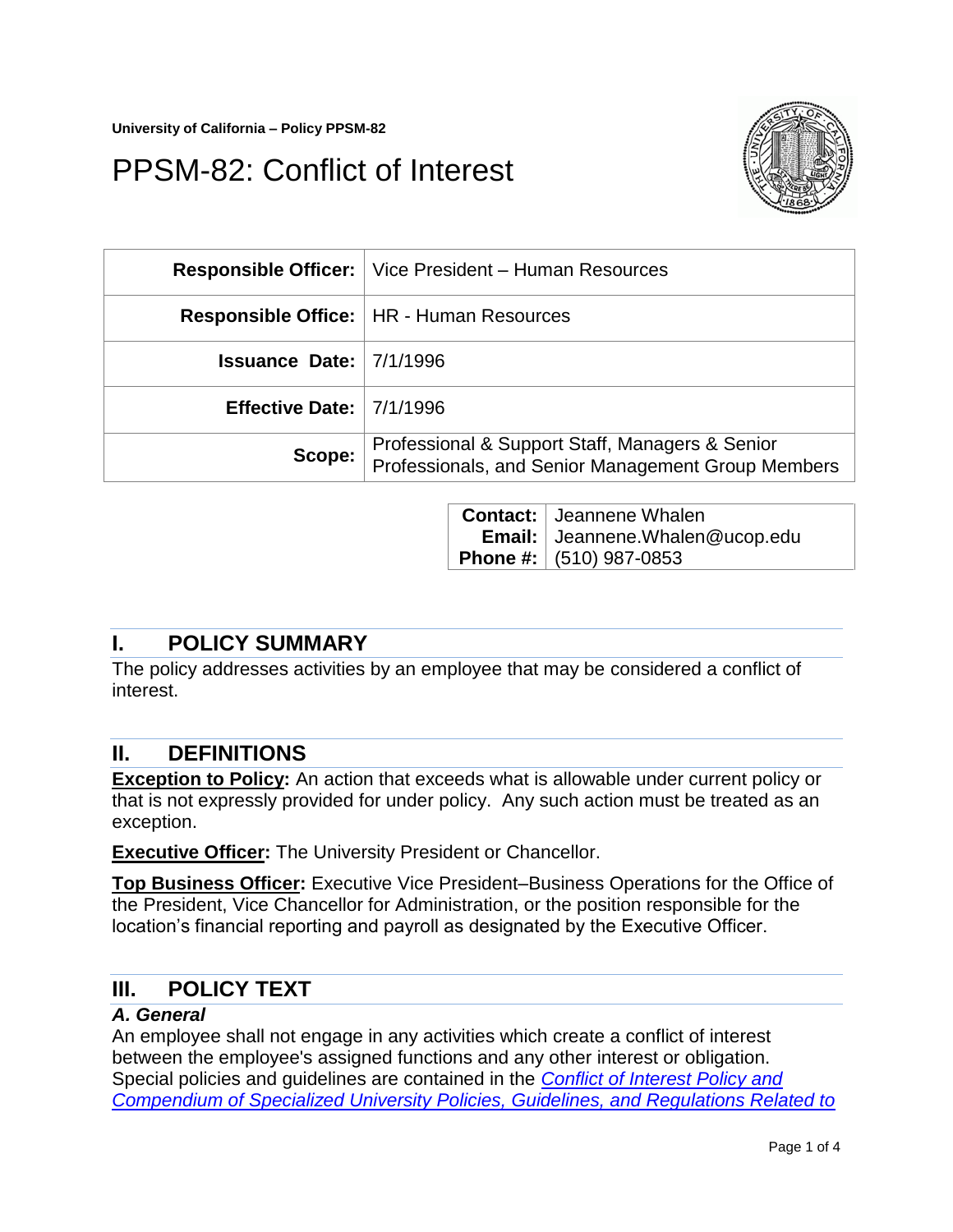University of California – Policy PPSM-82

# PPSM-82: Conflict of Interest

| | |
|---|---|
| **Responsible Officer:** | Vice President – Human Resources |
| **Responsible Office:** | HR - Human Resources |
| **Issuance Date:** | 7/1/1996 |
| **Effective Date:** | 7/1/1996 |
| **Scope:** | Professional & Support Staff, Managers & Senior Professionals, and Senior Management Group Members |

| | |
|---|---|
| **Contact:** | Jeannene Whalen |
| **Email:** | Jeannene.Whalen@ucop.edu |
| **Phone #:** | (510) 987-0853 |

## I. POLICY SUMMARY

The policy addresses activities by an employee that may be considered a conflict of interest.

## II. DEFINITIONS

**Exception to Policy:** An action that exceeds what is allowable under current policy or that is not expressly provided for under policy. Any such action must be treated as an exception.

**Executive Officer:** The University President or Chancellor.

**Top Business Officer:** Executive Vice President–Business Operations for the Office of the President, Vice Chancellor for Administration, or the position responsible for the location's financial reporting and payroll as designated by the Executive Officer.

## III. POLICY TEXT

### *A. General*

An employee shall not engage in any activities which create a conflict of interest between the employee's assigned functions and any other interest or obligation. Special policies and guidelines are contained in the *Conflict of Interest Policy and Compendium of Specialized University Policies, Guidelines, and Regulations Related to*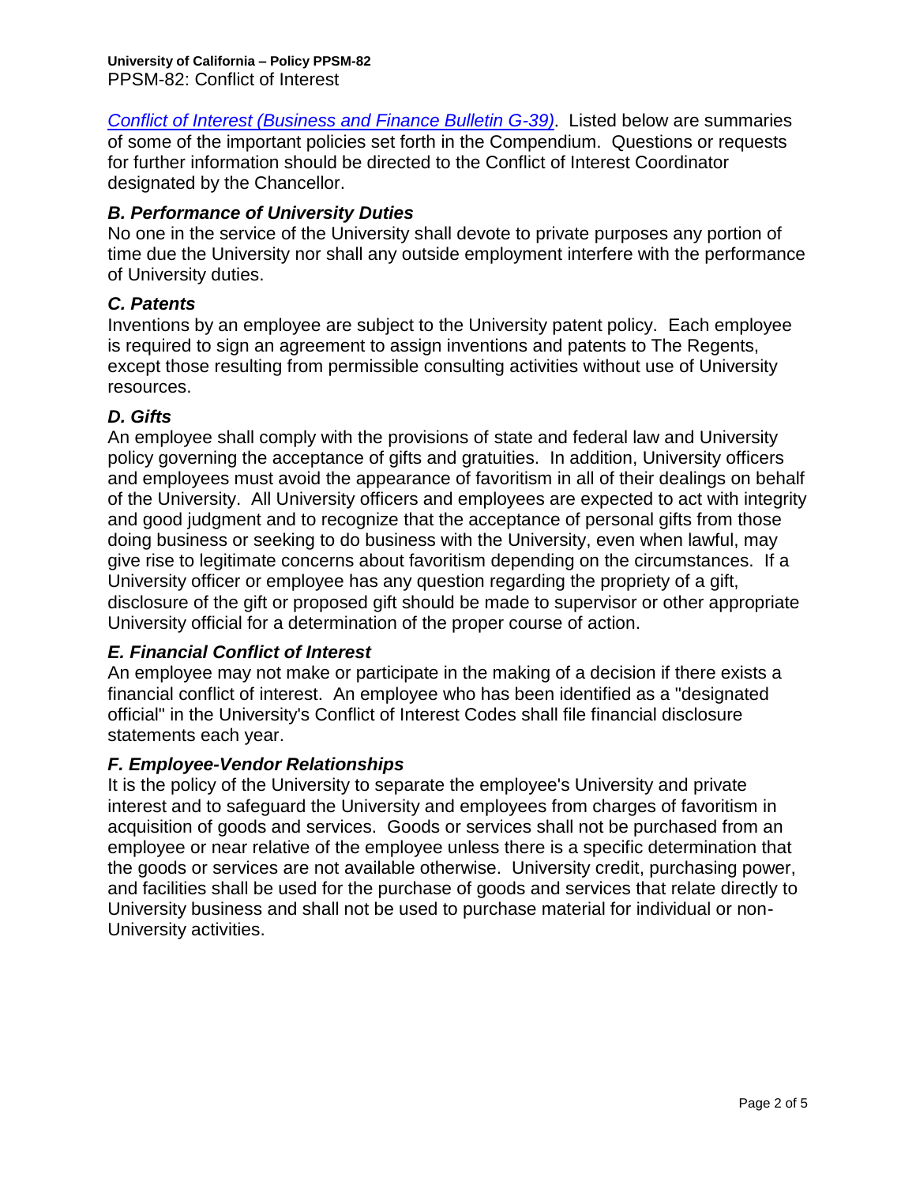[Conflict of Interest (Business and Finance Bulletin G-39)](). Listed below are summaries of some of the important policies set forth in the Compendium. Questions or requests for further information should be directed to the Conflict of Interest Coordinator designated by the Chancellor.

### *B. Performance of University Duties*

No one in the service of the University shall devote to private purposes any portion of time due the University nor shall any outside employment interfere with the performance of University duties.

### *C. Patents*

Inventions by an employee are subject to the University patent policy. Each employee is required to sign an agreement to assign inventions and patents to The Regents, except those resulting from permissible consulting activities without use of University resources.

### *D. Gifts*

An employee shall comply with the provisions of state and federal law and University policy governing the acceptance of gifts and gratuities. In addition, University officers and employees must avoid the appearance of favoritism in all of their dealings on behalf of the University. All University officers and employees are expected to act with integrity and good judgment and to recognize that the acceptance of personal gifts from those doing business or seeking to do business with the University, even when lawful, may give rise to legitimate concerns about favoritism depending on the circumstances. If a University officer or employee has any question regarding the propriety of a gift, disclosure of the gift or proposed gift should be made to supervisor or other appropriate University official for a determination of the proper course of action.

### *E. Financial Conflict of Interest*

An employee may not make or participate in the making of a decision if there exists a financial conflict of interest. An employee who has been identified as a "designated official" in the University's Conflict of Interest Codes shall file financial disclosure statements each year.

### *F. Employee-Vendor Relationships*

It is the policy of the University to separate the employee's University and private interest and to safeguard the University and employees from charges of favoritism in acquisition of goods and services. Goods or services shall not be purchased from an employee or near relative of the employee unless there is a specific determination that the goods or services are not available otherwise. University credit, purchasing power, and facilities shall be used for the purchase of goods and services that relate directly to University business and shall not be used to purchase material for individual or non-University activities.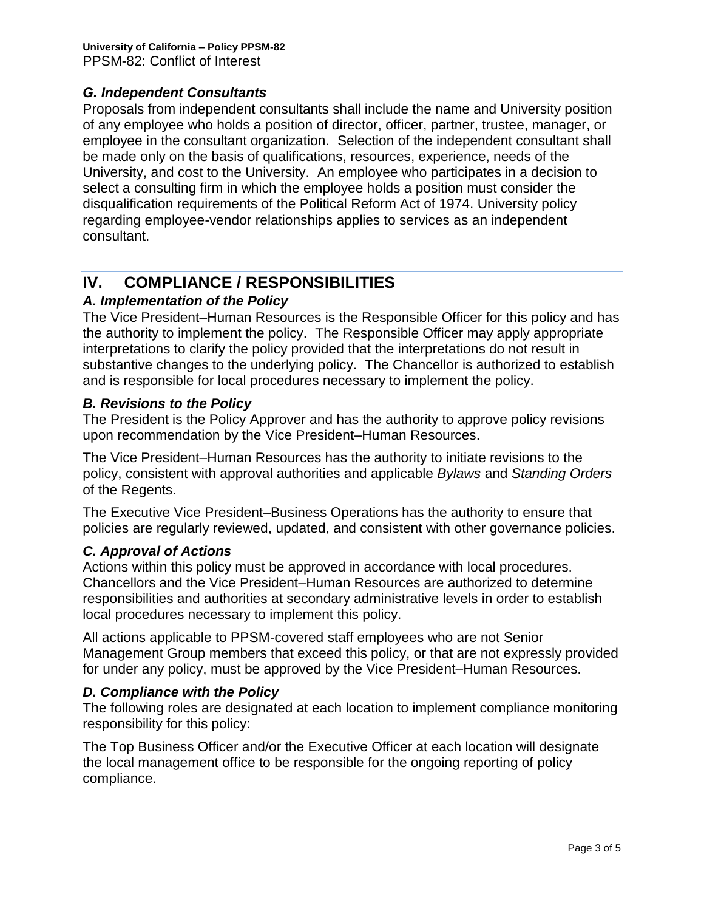### *G. Independent Consultants*

Proposals from independent consultants shall include the name and University position of any employee who holds a position of director, officer, partner, trustee, manager, or employee in the consultant organization. Selection of the independent consultant shall be made only on the basis of qualifications, resources, experience, needs of the University, and cost to the University. An employee who participates in a decision to select a consulting firm in which the employee holds a position must consider the disqualification requirements of the Political Reform Act of 1974. University policy regarding employee-vendor relationships applies to services as an independent consultant.

## IV. COMPLIANCE / RESPONSIBILITIES

### *A. Implementation of the Policy*

The Vice President–Human Resources is the Responsible Officer for this policy and has the authority to implement the policy. The Responsible Officer may apply appropriate interpretations to clarify the policy provided that the interpretations do not result in substantive changes to the underlying policy. The Chancellor is authorized to establish and is responsible for local procedures necessary to implement the policy.

### *B. Revisions to the Policy*

The President is the Policy Approver and has the authority to approve policy revisions upon recommendation by the Vice President–Human Resources.

The Vice President–Human Resources has the authority to initiate revisions to the policy, consistent with approval authorities and applicable *Bylaws* and *Standing Orders* of the Regents.

The Executive Vice President–Business Operations has the authority to ensure that policies are regularly reviewed, updated, and consistent with other governance policies.

### *C. Approval of Actions*

Actions within this policy must be approved in accordance with local procedures. Chancellors and the Vice President–Human Resources are authorized to determine responsibilities and authorities at secondary administrative levels in order to establish local procedures necessary to implement this policy.

All actions applicable to PPSM-covered staff employees who are not Senior Management Group members that exceed this policy, or that are not expressly provided for under any policy, must be approved by the Vice President–Human Resources.

### *D. Compliance with the Policy*

The following roles are designated at each location to implement compliance monitoring responsibility for this policy:

The Top Business Officer and/or the Executive Officer at each location will designate the local management office to be responsible for the ongoing reporting of policy compliance.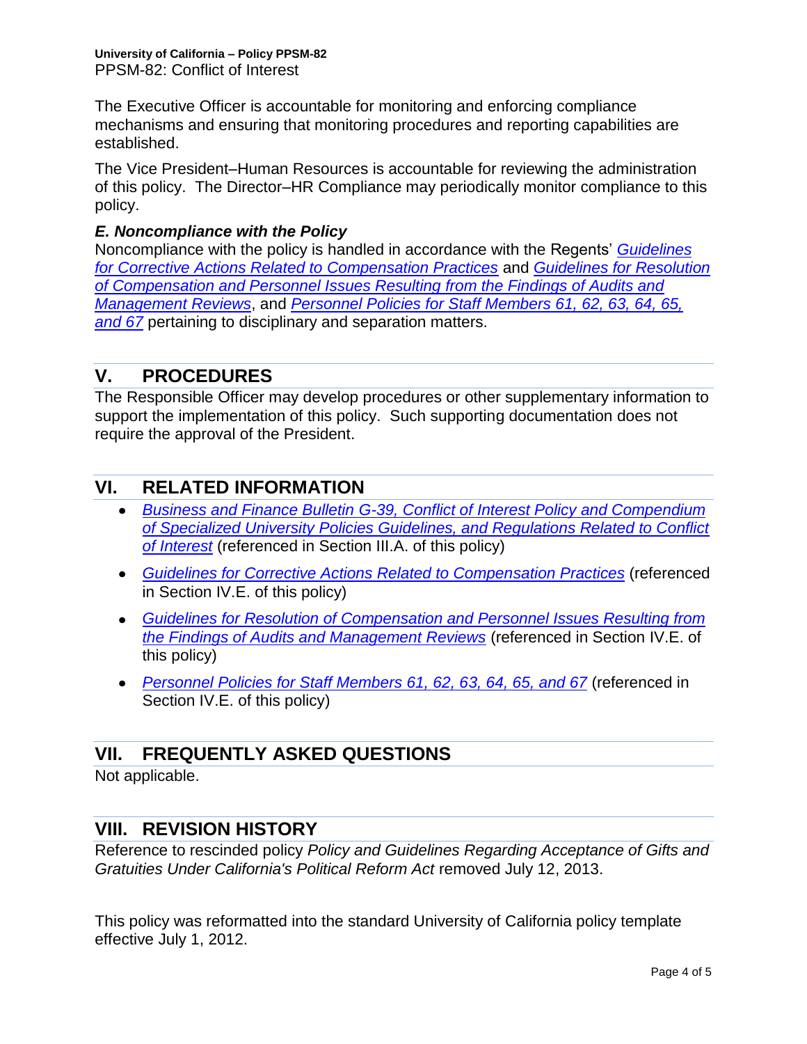The Executive Officer is accountable for monitoring and enforcing compliance mechanisms and ensuring that monitoring procedures and reporting capabilities are established.

The Vice President–Human Resources is accountable for reviewing the administration of this policy. The Director–HR Compliance may periodically monitor compliance to this policy.

### *E. Noncompliance with the Policy*

Noncompliance with the policy is handled in accordance with the Regents' *Guidelines for Corrective Actions Related to Compensation Practices* and *Guidelines for Resolution of Compensation and Personnel Issues Resulting from the Findings of Audits and Management Reviews*, and *Personnel Policies for Staff Members 61, 62, 63, 64, 65, and 67* pertaining to disciplinary and separation matters.

## V. PROCEDURES

The Responsible Officer may develop procedures or other supplementary information to support the implementation of this policy. Such supporting documentation does not require the approval of the President.

## VI. RELATED INFORMATION

- *Business and Finance Bulletin G-39, Conflict of Interest Policy and Compendium of Specialized University Policies Guidelines, and Regulations Related to Conflict of Interest* (referenced in Section III.A. of this policy)
- *Guidelines for Corrective Actions Related to Compensation Practices* (referenced in Section IV.E. of this policy)
- *Guidelines for Resolution of Compensation and Personnel Issues Resulting from the Findings of Audits and Management Reviews* (referenced in Section IV.E. of this policy)
- *Personnel Policies for Staff Members 61, 62, 63, 64, 65, and 67* (referenced in Section IV.E. of this policy)

## VII. FREQUENTLY ASKED QUESTIONS

Not applicable.

## VIII. REVISION HISTORY

Reference to rescinded policy *Policy and Guidelines Regarding Acceptance of Gifts and Gratuities Under California's Political Reform Act* removed July 12, 2013.

This policy was reformatted into the standard University of California policy template effective July 1, 2012.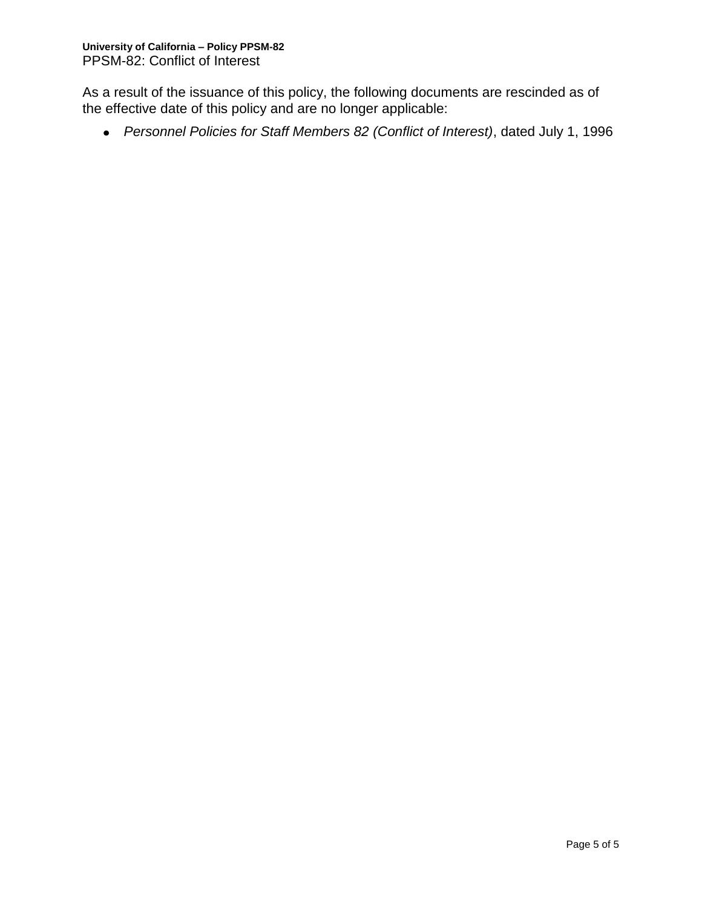As a result of the issuance of this policy, the following documents are rescinded as of the effective date of this policy and are no longer applicable:

- *Personnel Policies for Staff Members 82 (Conflict of Interest)*, dated July 1, 1996